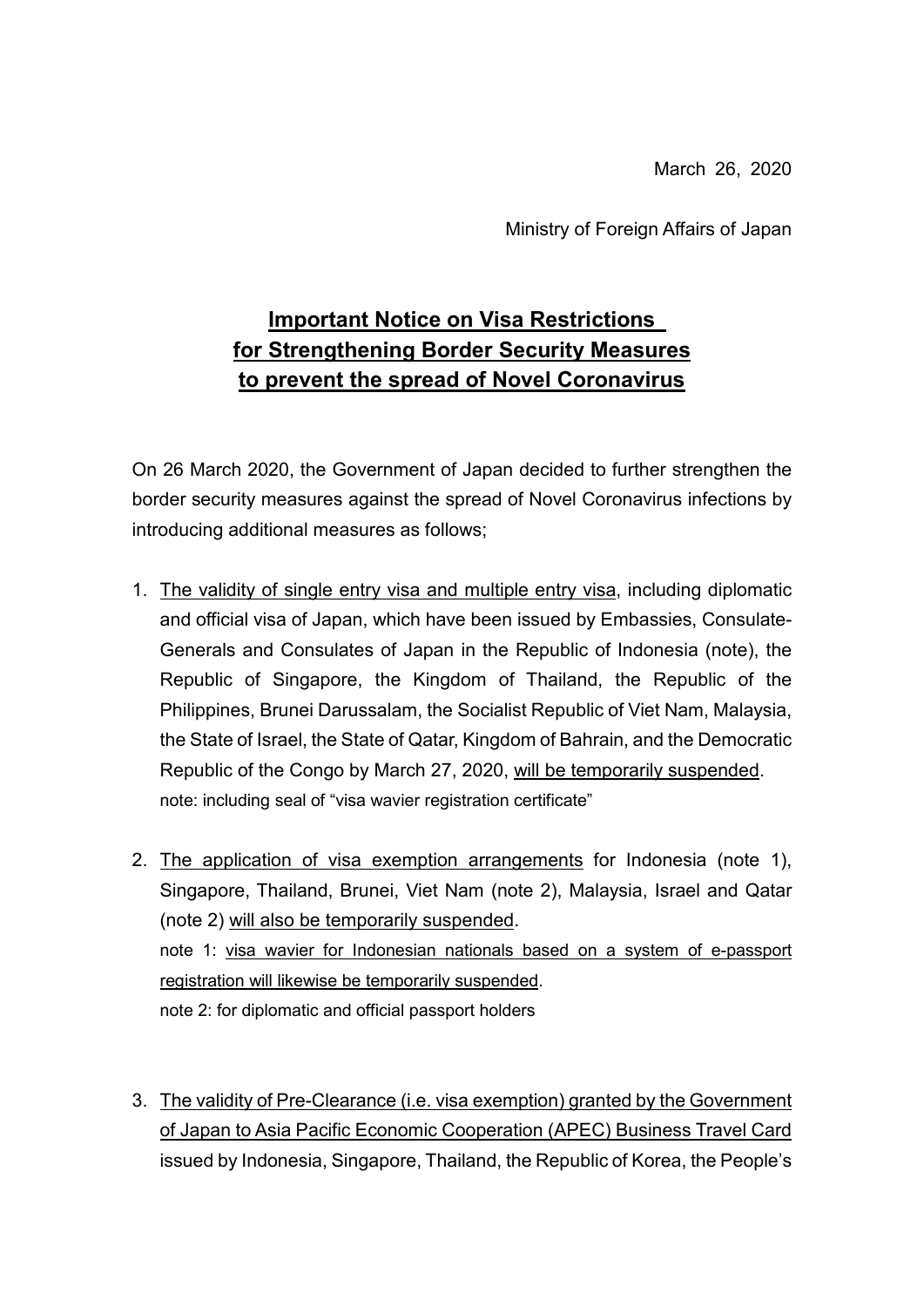March 26, 2020

Ministry of Foreign Affairs of Japan

# Important Notice on Visa Restrictions for Strengthening Border Security Measures to prevent the spread of Novel Coronavirus

On 26 March 2020, the Government of Japan decided to further strengthen the border security measures against the spread of Novel Coronavirus infections by introducing additional measures as follows;

1. The validity of single entry visa and multiple entry visa, including diplomatic and official visa of Japan, which have been issued by Embassies, Consulate-Generals and Consulates of Japan in the Republic of Indonesia (note), the Republic of Singapore, the Kingdom of Thailand, the Republic of the Philippines, Brunei Darussalam, the Socialist Republic of Viet Nam, Malaysia, the State of Israel, the State of Qatar, Kingdom of Bahrain, and the Democratic Republic of the Congo by March 27, 2020, will be temporarily suspended.
   note: including seal of "visa wavier registration certificate"

2. The application of visa exemption arrangements for Indonesia (note 1), Singapore, Thailand, Brunei, Viet Nam (note 2), Malaysia, Israel and Qatar (note 2) will also be temporarily suspended.
   note 1: visa wavier for Indonesian nationals based on a system of e-passport registration will likewise be temporarily suspended.
   note 2: for diplomatic and official passport holders

3. The validity of Pre-Clearance (i.e. visa exemption) granted by the Government of Japan to Asia Pacific Economic Cooperation (APEC) Business Travel Card issued by Indonesia, Singapore, Thailand, the Republic of Korea, the People's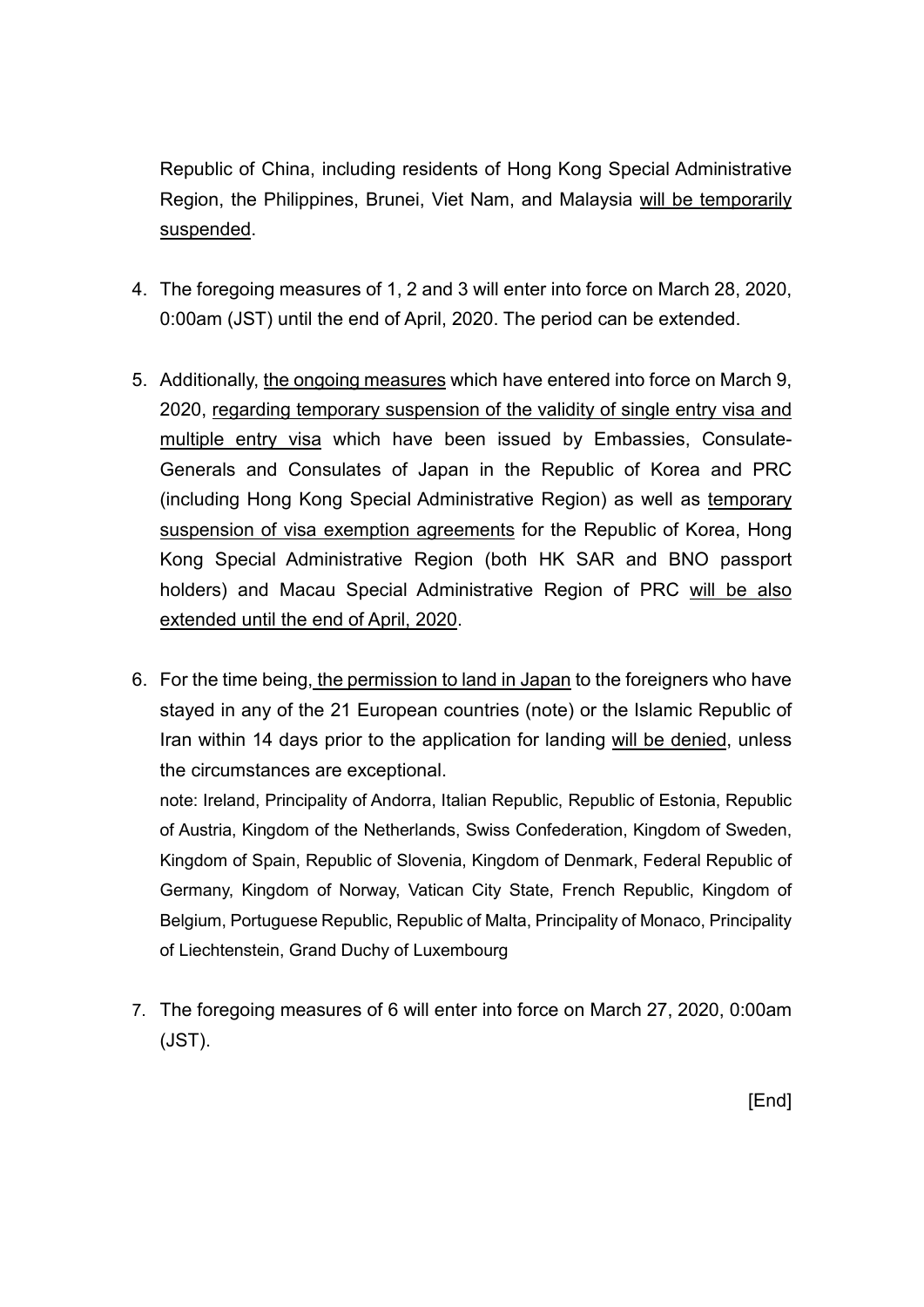Republic of China, including residents of Hong Kong Special Administrative Region, the Philippines, Brunei, Viet Nam, and Malaysia <u>will be temporarily suspended</u>.

4. The foregoing measures of 1, 2 and 3 will enter into force on March 28, 2020, 0:00am (JST) until the end of April, 2020. The period can be extended.

5. Additionally, <u>the ongoing measures</u> which have entered into force on March 9, 2020, <u>regarding temporary suspension of the validity of single entry visa and multiple entry visa</u> which have been issued by Embassies, Consulate-Generals and Consulates of Japan in the Republic of Korea and PRC (including Hong Kong Special Administrative Region) as well as <u>temporary suspension of visa exemption agreements</u> for the Republic of Korea, Hong Kong Special Administrative Region (both HK SAR and BNO passport holders) and Macau Special Administrative Region of PRC <u>will be also extended until the end of April, 2020</u>.

6. For the time being, <u>the permission to land in Japan</u> to the foreigners who have stayed in any of the 21 European countries (note) or the Islamic Republic of Iran within 14 days prior to the application for landing <u>will be denied</u>, unless the circumstances are exceptional.

   note: Ireland, Principality of Andorra, Italian Republic, Republic of Estonia, Republic of Austria, Kingdom of the Netherlands, Swiss Confederation, Kingdom of Sweden, Kingdom of Spain, Republic of Slovenia, Kingdom of Denmark, Federal Republic of Germany, Kingdom of Norway, Vatican City State, French Republic, Kingdom of Belgium, Portuguese Republic, Republic of Malta, Principality of Monaco, Principality of Liechtenstein, Grand Duchy of Luxembourg

7. The foregoing measures of 6 will enter into force on March 27, 2020, 0:00am (JST).

[End]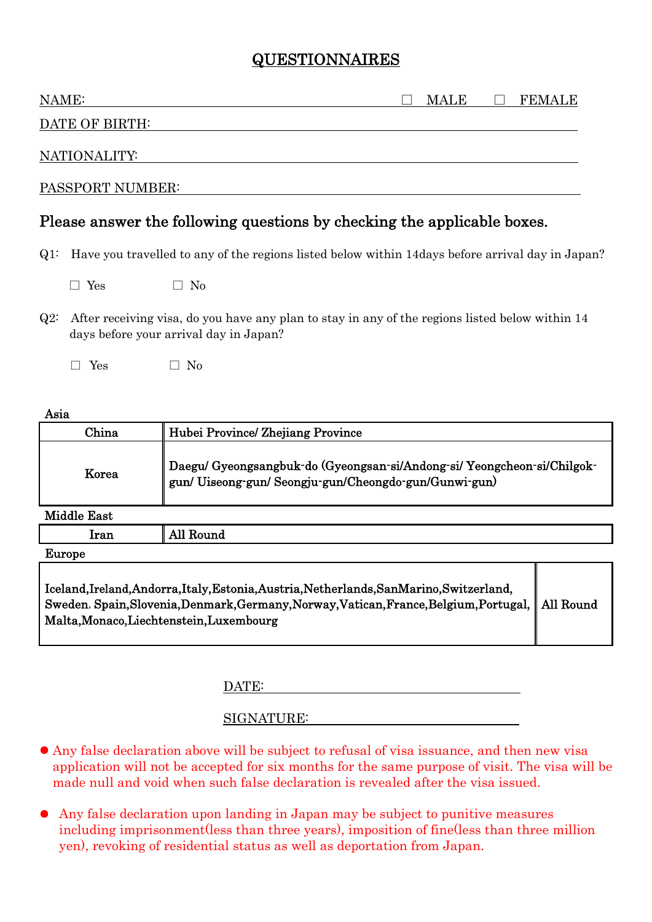# QUESTIONNAIRES

NAME: ______________________ ☐ MALE ☐ FEMALE

DATE OF BIRTH: ______________________

NATIONALITY: ______________________

PASSPORT NUMBER: ______________________

## Please answer the following questions by checking the applicable boxes.

Q1: Have you travelled to any of the regions listed below within 14days before arrival day in Japan?

☐ Yes ☐ No

Q2: After receiving visa, do you have any plan to stay in any of the regions listed below within 14 days before your arrival day in Japan?

☐ Yes ☐ No

Asia

| | |
|---|---|
| China | Hubei Province/ Zhejiang Province |
| Korea | Daegu/ Gyeongsangbuk-do (Gyeongsan-si/Andong-si/ Yeongcheon-si/Chilgok-gun/ Uiseong-gun/ Seongju-gun/Cheongdo-gun/Gunwi-gun) |

Middle East

| | |
|---|---|
| Iran | All Round |

Europe

| | |
|---|---|
| Iceland,Ireland,Andorra,Italy,Estonia,Austria,Netherlands,SanMarino,Switzerland, Sweden, Spain,Slovenia,Denmark,Germany,Norway,Vatican,France,Belgium,Portugal, Malta,Monaco,Liechtenstein,Luxembourg | All Round |

DATE: ______________________

SIGNATURE: ______________________

- Any false declaration above will be subject to refusal of visa issuance, and then new visa application will not be accepted for six months for the same purpose of visit. The visa will be made null and void when such false declaration is revealed after the visa issued.

- Any false declaration upon landing in Japan may be subject to punitive measures including imprisonment(less than three years), imposition of fine(less than three million yen), revoking of residential status as well as deportation from Japan.